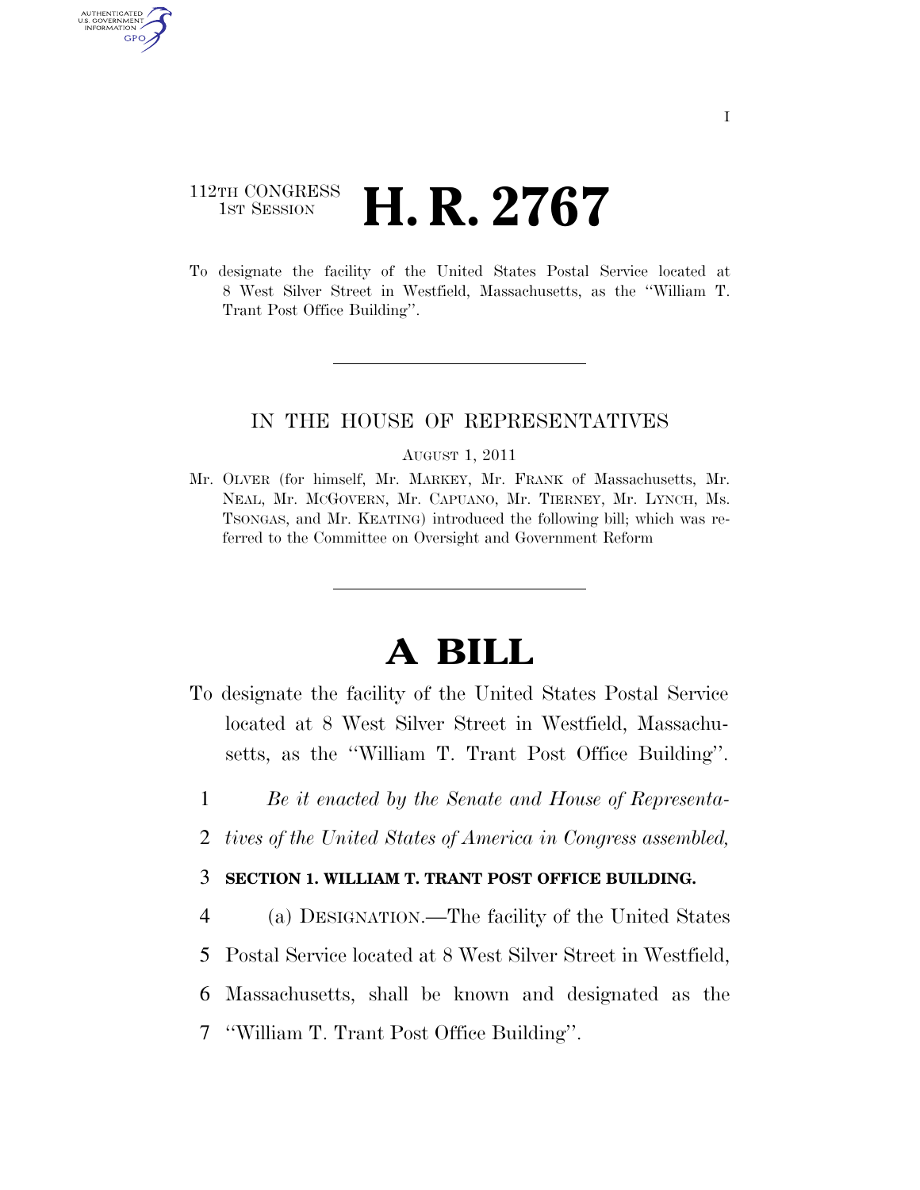112TH CONGRESS
1ST SESSION

# H. R. 2767

To designate the facility of the United States Postal Service located at 8 West Silver Street in Westfield, Massachusetts, as the ''William T. Trant Post Office Building''.

IN THE HOUSE OF REPRESENTATIVES

AUGUST 1, 2011

Mr. OLVER (for himself, Mr. MARKEY, Mr. FRANK of Massachusetts, Mr. NEAL, Mr. MCGOVERN, Mr. CAPUANO, Mr. TIERNEY, Mr. LYNCH, Ms. TSONGAS, and Mr. KEATING) introduced the following bill; which was referred to the Committee on Oversight and Government Reform

# A BILL

To designate the facility of the United States Postal Service located at 8 West Silver Street in Westfield, Massachusetts, as the ''William T. Trant Post Office Building''.

1 *Be it enacted by the Senate and House of Representa-*
2 *tives of the United States of America in Congress assembled,*

3 **SECTION 1. WILLIAM T. TRANT POST OFFICE BUILDING.**

4 (a) DESIGNATION.—The facility of the United States
5 Postal Service located at 8 West Silver Street in Westfield,
6 Massachusetts, shall be known and designated as the
7 ''William T. Trant Post Office Building''.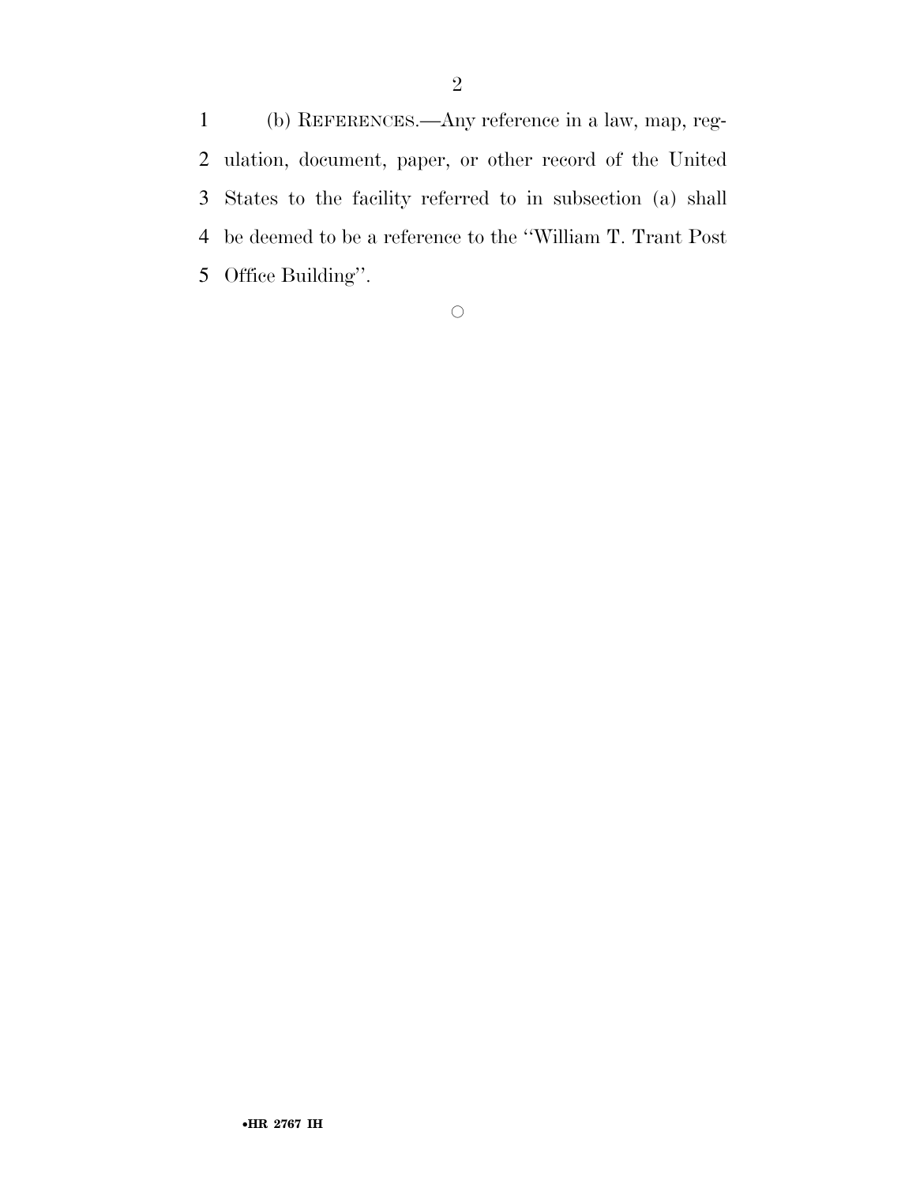(b) REFERENCES.—Any reference in a law, map, regulation, document, paper, or other record of the United States to the facility referred to in subsection (a) shall be deemed to be a reference to the "William T. Trant Post Office Building".

○